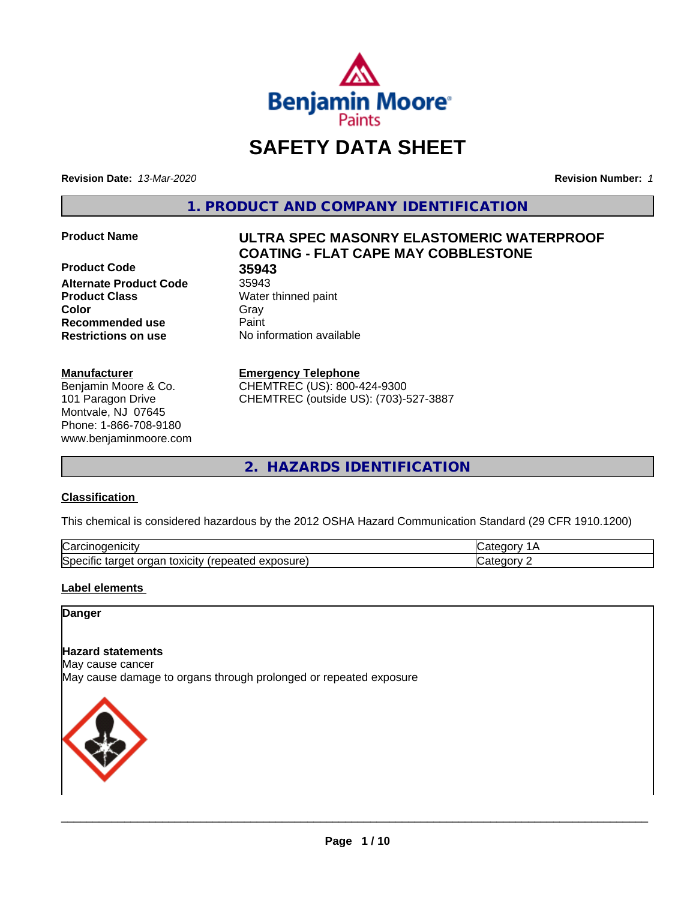# SAFETY DATA SHEET

**Revision Date:** *13-Mar-2020* **Revision Number:** *1*

## 1. PRODUCT AND COMPANY IDENTIFICATION

| | |
|---|---|
| **Product Name** | **ULTRA SPEC MASONRY ELASTOMERIC WATERPROOF COATING - FLAT CAPE MAY COBBLESTONE** |
| **Product Code** | **35943** |
| **Alternate Product Code** | 35943 |
| **Product Class** | Water thinned paint |
| **Color** | Gray |
| **Recommended use** | Paint |
| **Restrictions on use** | No information available |

**Manufacturer**
Benjamin Moore & Co.
101 Paragon Drive
Montvale, NJ 07645
Phone: 1-866-708-9180
www.benjaminmoore.com

**Emergency Telephone**
CHEMTREC (US): 800-424-9300
CHEMTREC (outside US): (703)-527-3887

## 2. HAZARDS IDENTIFICATION

**Classification**

This chemical is considered hazardous by the 2012 OSHA Hazard Communication Standard (29 CFR 1910.1200)

| | |
|---|---|
| Carcinogenicity | Category 1A |
| Specific target organ toxicity (repeated exposure) | Category 2 |

**Label elements**

**Danger**

**Hazard statements**
May cause cancer
May cause damage to organs through prolonged or repeated exposure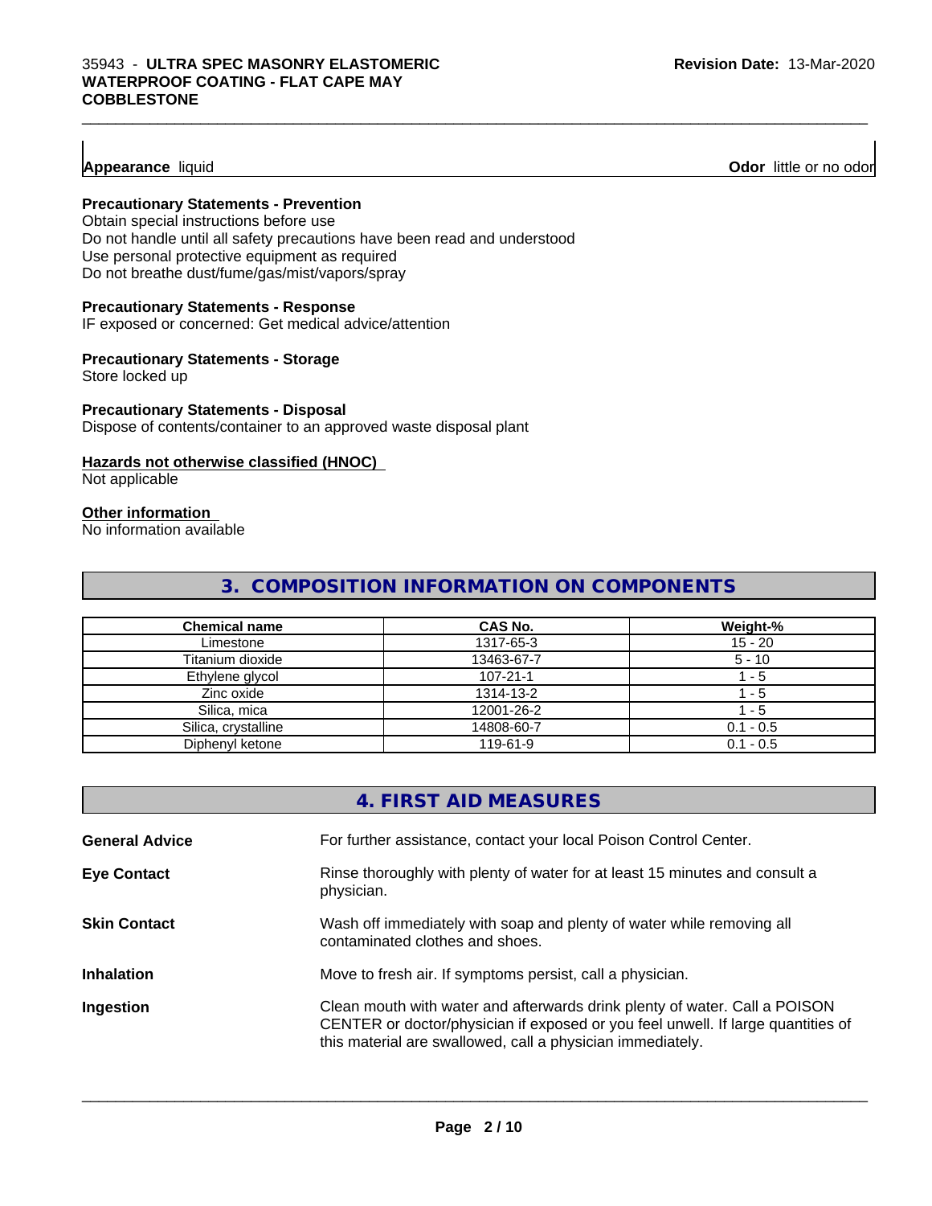**Appearance** liquid **Odor** little or no odor

**Precautionary Statements - Prevention**

Obtain special instructions before use
Do not handle until all safety precautions have been read and understood
Use personal protective equipment as required
Do not breathe dust/fume/gas/mist/vapors/spray

**Precautionary Statements - Response**

IF exposed or concerned: Get medical advice/attention

**Precautionary Statements - Storage**

Store locked up

**Precautionary Statements - Disposal**

Dispose of contents/container to an approved waste disposal plant

**Hazards not otherwise classified (HNOC)**

Not applicable

**Other information**

No information available

## 3. COMPOSITION INFORMATION ON COMPONENTS

| Chemical name | CAS No. | Weight-% |
|---|---|---|
| Limestone | 1317-65-3 | 15 - 20 |
| Titanium dioxide | 13463-67-7 | 5 - 10 |
| Ethylene glycol | 107-21-1 | 1 - 5 |
| Zinc oxide | 1314-13-2 | 1 - 5 |
| Silica, mica | 12001-26-2 | 1 - 5 |
| Silica, crystalline | 14808-60-7 | 0.1 - 0.5 |
| Diphenyl ketone | 119-61-9 | 0.1 - 0.5 |

## 4. FIRST AID MEASURES

**General Advice** For further assistance, contact your local Poison Control Center.

**Eye Contact** Rinse thoroughly with plenty of water for at least 15 minutes and consult a physician.

**Skin Contact** Wash off immediately with soap and plenty of water while removing all contaminated clothes and shoes.

**Inhalation** Move to fresh air. If symptoms persist, call a physician.

**Ingestion** Clean mouth with water and afterwards drink plenty of water. Call a POISON CENTER or doctor/physician if exposed or you feel unwell. If large quantities of this material are swallowed, call a physician immediately.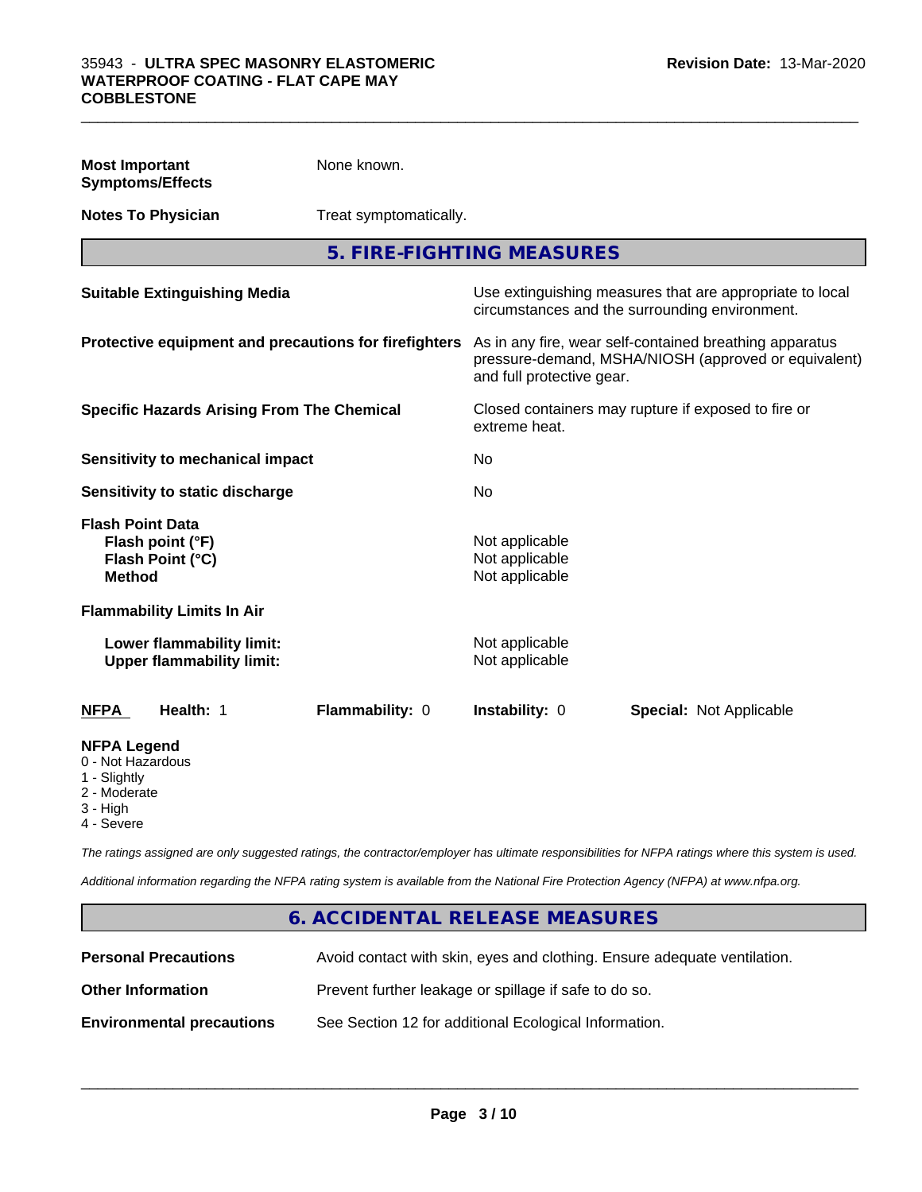| | |
|---|---|
| **Most Important Symptoms/Effects** | None known. |
| **Notes To Physician** | Treat symptomatically. |

## 5. FIRE-FIGHTING MEASURES

| | |
|---|---|
| **Suitable Extinguishing Media** | Use extinguishing measures that are appropriate to local circumstances and the surrounding environment. |
| **Protective equipment and precautions for firefighters** | As in any fire, wear self-contained breathing apparatus pressure-demand, MSHA/NIOSH (approved or equivalent) and full protective gear. |
| **Specific Hazards Arising From The Chemical** | Closed containers may rupture if exposed to fire or extreme heat. |
| **Sensitivity to mechanical impact** | No |
| **Sensitivity to static discharge** | No |

**Flash Point Data**

| | |
|---|---|
| **Flash point (°F)** | Not applicable |
| **Flash Point (°C)** | Not applicable |
| **Method** | Not applicable |

**Flammability Limits In Air**

| | |
|---|---|
| **Lower flammability limit:** | Not applicable |
| **Upper flammability limit:** | Not applicable |

| NFPA | Health: 1 | Flammability: 0 | Instability: 0 | Special: Not Applicable |
|---|---|---|---|---|

**NFPA Legend**

- 0 - Not Hazardous
- 1 - Slightly
- 2 - Moderate
- 3 - High
- 4 - Severe

*The ratings assigned are only suggested ratings, the contractor/employer has ultimate responsibilities for NFPA ratings where this system is used.*

*Additional information regarding the NFPA rating system is available from the National Fire Protection Agency (NFPA) at www.nfpa.org.*

## 6. ACCIDENTAL RELEASE MEASURES

| | |
|---|---|
| **Personal Precautions** | Avoid contact with skin, eyes and clothing. Ensure adequate ventilation. |
| **Other Information** | Prevent further leakage or spillage if safe to do so. |
| **Environmental precautions** | See Section 12 for additional Ecological Information. |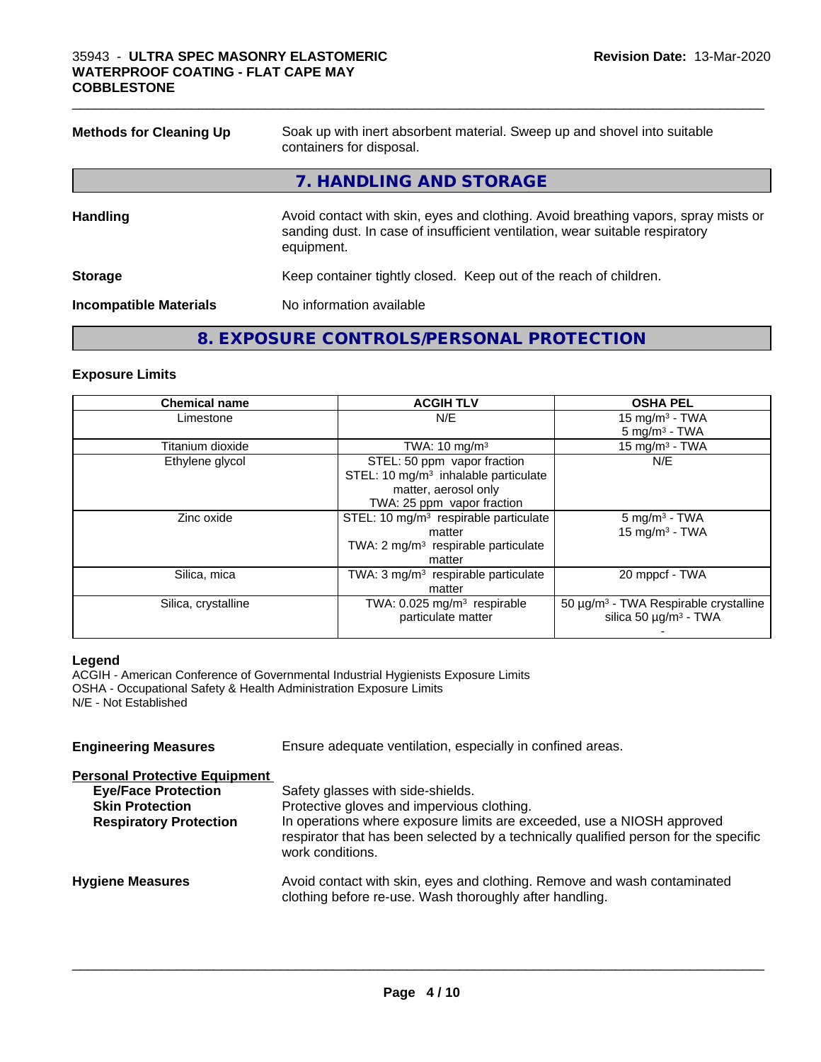**Methods for Cleaning Up** Soak up with inert absorbent material. Sweep up and shovel into suitable containers for disposal.

## 7. HANDLING AND STORAGE

**Handling** Avoid contact with skin, eyes and clothing. Avoid breathing vapors, spray mists or sanding dust. In case of insufficient ventilation, wear suitable respiratory equipment.

**Storage** Keep container tightly closed. Keep out of the reach of children.

**Incompatible Materials** No information available

## 8. EXPOSURE CONTROLS/PERSONAL PROTECTION

### Exposure Limits

| Chemical name | ACGIH TLV | OSHA PEL |
|---|---|---|
| Limestone | N/E | 15 mg/m³ - TWA<br>5 mg/m³ - TWA |
| Titanium dioxide | TWA: 10 mg/m³ | 15 mg/m³ - TWA |
| Ethylene glycol | STEL: 50 ppm vapor fraction<br>STEL: 10 mg/m³ inhalable particulate matter, aerosol only<br>TWA: 25 ppm vapor fraction | N/E |
| Zinc oxide | STEL: 10 mg/m³ respirable particulate matter<br>TWA: 2 mg/m³ respirable particulate matter | 5 mg/m³ - TWA<br>15 mg/m³ - TWA |
| Silica, mica | TWA: 3 mg/m³ respirable particulate matter | 20 mppcf - TWA |
| Silica, crystalline | TWA: 0.025 mg/m³ respirable particulate matter | 50 µg/m³ - TWA Respirable crystalline silica 50 µg/m³ - TWA<br>- |

**Legend**
ACGIH - American Conference of Governmental Industrial Hygienists Exposure Limits
OSHA - Occupational Safety & Health Administration Exposure Limits
N/E - Not Established

**Engineering Measures** Ensure adequate ventilation, especially in confined areas.

**Personal Protective Equipment**

- **Eye/Face Protection** Safety glasses with side-shields.
- **Skin Protection** Protective gloves and impervious clothing.
- **Respiratory Protection** In operations where exposure limits are exceeded, use a NIOSH approved respirator that has been selected by a technically qualified person for the specific work conditions.

**Hygiene Measures** Avoid contact with skin, eyes and clothing. Remove and wash contaminated clothing before re-use. Wash thoroughly after handling.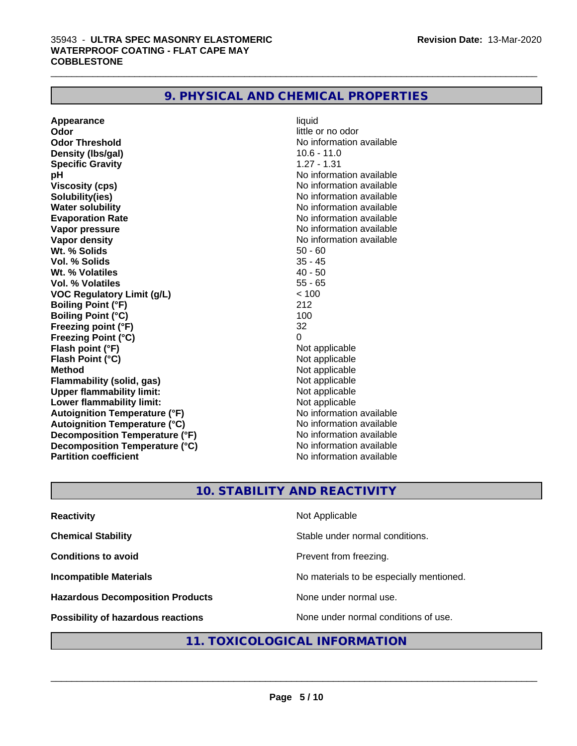## 9. PHYSICAL AND CHEMICAL PROPERTIES

| | |
|---|---|
| **Appearance** | liquid |
| **Odor** | little or no odor |
| **Odor Threshold** | No information available |
| **Density (lbs/gal)** | 10.6 - 11.0 |
| **Specific Gravity** | 1.27 - 1.31 |
| **pH** | No information available |
| **Viscosity (cps)** | No information available |
| **Solubility(ies)** | No information available |
| **Water solubility** | No information available |
| **Evaporation Rate** | No information available |
| **Vapor pressure** | No information available |
| **Vapor density** | No information available |
| **Wt. % Solids** | 50 - 60 |
| **Vol. % Solids** | 35 - 45 |
| **Wt. % Volatiles** | 40 - 50 |
| **Vol. % Volatiles** | 55 - 65 |
| **VOC Regulatory Limit (g/L)** | < 100 |
| **Boiling Point (°F)** | 212 |
| **Boiling Point (°C)** | 100 |
| **Freezing point (°F)** | 32 |
| **Freezing Point (°C)** | 0 |
| **Flash point (°F)** | Not applicable |
| **Flash Point (°C)** | Not applicable |
| **Method** | Not applicable |
| **Flammability (solid, gas)** | Not applicable |
| **Upper flammability limit:** | Not applicable |
| **Lower flammability limit:** | Not applicable |
| **Autoignition Temperature (°F)** | No information available |
| **Autoignition Temperature (°C)** | No information available |
| **Decomposition Temperature (°F)** | No information available |
| **Decomposition Temperature (°C)** | No information available |
| **Partition coefficient** | No information available |

## 10. STABILITY AND REACTIVITY

| | |
|---|---|
| **Reactivity** | Not Applicable |
| **Chemical Stability** | Stable under normal conditions. |
| **Conditions to avoid** | Prevent from freezing. |
| **Incompatible Materials** | No materials to be especially mentioned. |
| **Hazardous Decomposition Products** | None under normal use. |
| **Possibility of hazardous reactions** | None under normal conditions of use. |

## 11. TOXICOLOGICAL INFORMATION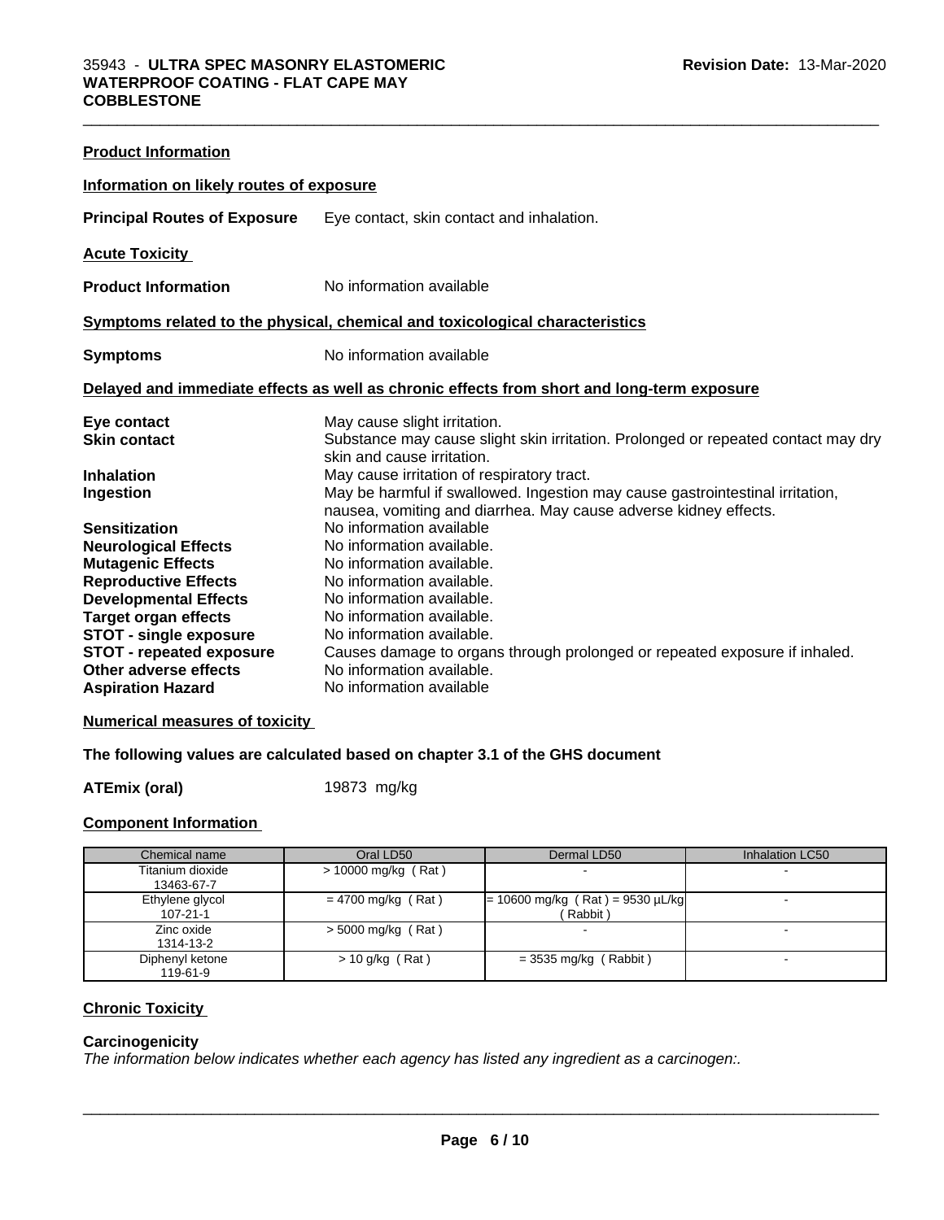**Product Information**

**Information on likely routes of exposure**

**Principal Routes of Exposure** Eye contact, skin contact and inhalation.

**Acute Toxicity**

**Product Information** No information available

**Symptoms related to the physical, chemical and toxicological characteristics**

**Symptoms** No information available

**Delayed and immediate effects as well as chronic effects from short and long-term exposure**

**Eye contact** May cause slight irritation.
**Skin contact** Substance may cause slight skin irritation. Prolonged or repeated contact may dry skin and cause irritation.
**Inhalation** May cause irritation of respiratory tract.
**Ingestion** May be harmful if swallowed. Ingestion may cause gastrointestinal irritation, nausea, vomiting and diarrhea. May cause adverse kidney effects.
**Sensitization** No information available
**Neurological Effects** No information available.
**Mutagenic Effects** No information available.
**Reproductive Effects** No information available.
**Developmental Effects** No information available.
**Target organ effects** No information available.
**STOT - single exposure** No information available.
**STOT - repeated exposure** Causes damage to organs through prolonged or repeated exposure if inhaled.
**Other adverse effects** No information available.
**Aspiration Hazard** No information available

**Numerical measures of toxicity**

**The following values are calculated based on chapter 3.1 of the GHS document**

**ATEmix (oral)** 19873 mg/kg

**Component Information**

| Chemical name | Oral LD50 | Dermal LD50 | Inhalation LC50 |
|---|---|---|---|
| Titanium dioxide 13463-67-7 | > 10000 mg/kg ( Rat ) | - | - |
| Ethylene glycol 107-21-1 | = 4700 mg/kg ( Rat ) | = 10600 mg/kg ( Rat ) = 9530 µL/kg ( Rabbit ) | - |
| Zinc oxide 1314-13-2 | > 5000 mg/kg ( Rat ) | - | - |
| Diphenyl ketone 119-61-9 | > 10 g/kg ( Rat ) | = 3535 mg/kg ( Rabbit ) | - |

**Chronic Toxicity**

**Carcinogenicity**

*The information below indicates whether each agency has listed any ingredient as a carcinogen:.*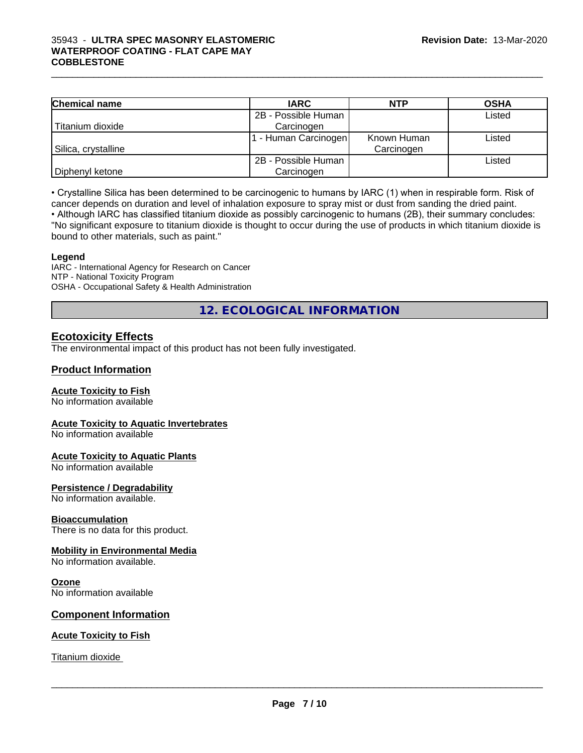| Chemical name | IARC | NTP | OSHA |
| --- | --- | --- | --- |
| Titanium dioxide | 2B - Possible Human Carcinogen | | Listed |
| Silica, crystalline | 1 - Human Carcinogen | Known Human Carcinogen | Listed |
| Diphenyl ketone | 2B - Possible Human Carcinogen | | Listed |

• Crystalline Silica has been determined to be carcinogenic to humans by IARC (1) when in respirable form. Risk of cancer depends on duration and level of inhalation exposure to spray mist or dust from sanding the dried paint.
• Although IARC has classified titanium dioxide as possibly carcinogenic to humans (2B), their summary concludes: "No significant exposure to titanium dioxide is thought to occur during the use of products in which titanium dioxide is bound to other materials, such as paint."

**Legend**
IARC - International Agency for Research on Cancer
NTP - National Toxicity Program
OSHA - Occupational Safety & Health Administration

# 12. ECOLOGICAL INFORMATION

## Ecotoxicity Effects

The environmental impact of this product has not been fully investigated.

## Product Information

### Acute Toxicity to Fish

No information available

### Acute Toxicity to Aquatic Invertebrates

No information available

### Acute Toxicity to Aquatic Plants

No information available

### Persistence / Degradability

No information available.

### Bioaccumulation

There is no data for this product.

### Mobility in Environmental Media

No information available.

### Ozone

No information available

## Component Information

### Acute Toxicity to Fish

Titanium dioxide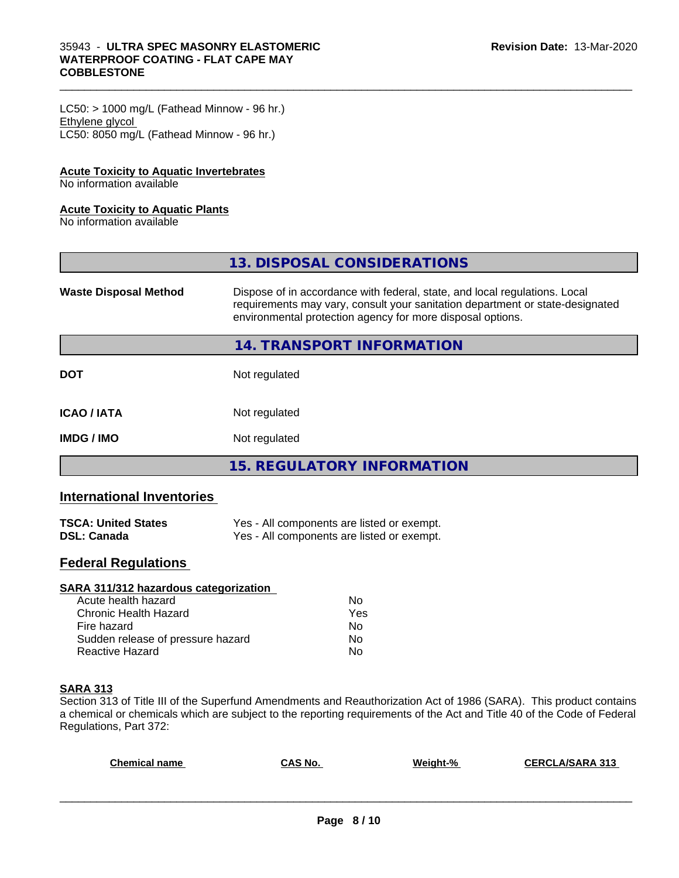LC50: > 1000 mg/L (Fathead Minnow - 96 hr.)
Ethylene glycol
LC50: 8050 mg/L (Fathead Minnow - 96 hr.)

**Acute Toxicity to Aquatic Invertebrates**
No information available

**Acute Toxicity to Aquatic Plants**
No information available

## 13. DISPOSAL CONSIDERATIONS

**Waste Disposal Method**: Dispose of in accordance with federal, state, and local regulations. Local requirements may vary, consult your sanitation department or state-designated environmental protection agency for more disposal options.

## 14. TRANSPORT INFORMATION

| | |
|---|---|
| **DOT** | Not regulated |
| **ICAO / IATA** | Not regulated |
| **IMDG / IMO** | Not regulated |

## 15. REGULATORY INFORMATION

### International Inventories

| | |
|---|---|
| **TSCA: United States** | Yes - All components are listed or exempt. |
| **DSL: Canada** | Yes - All components are listed or exempt. |

### Federal Regulations

**SARA 311/312 hazardous categorization**

| | |
|---|---|
| Acute health hazard | No |
| Chronic Health Hazard | Yes |
| Fire hazard | No |
| Sudden release of pressure hazard | No |
| Reactive Hazard | No |

**SARA 313**
Section 313 of Title III of the Superfund Amendments and Reauthorization Act of 1986 (SARA). This product contains a chemical or chemicals which are subject to the reporting requirements of the Act and Title 40 of the Code of Federal Regulations, Part 372:

| Chemical name | CAS No. | Weight-% | CERCLA/SARA 313 |
|---|---|---|---|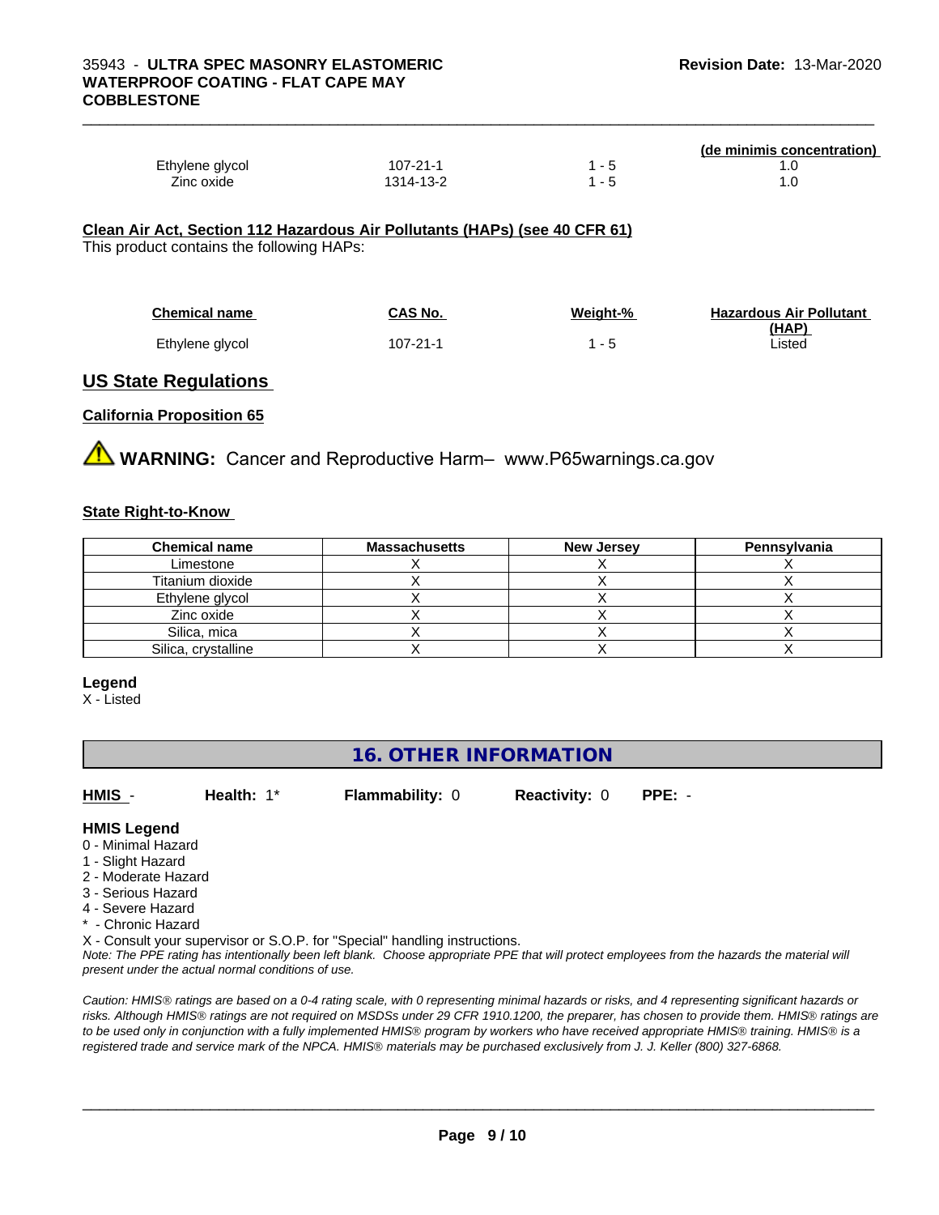| | | | (de minimis concentration) |
|---|---|---|---|
| Ethylene glycol | 107-21-1 | 1 - 5 | 1.0 |
| Zinc oxide | 1314-13-2 | 1 - 5 | 1.0 |

**Clean Air Act, Section 112 Hazardous Air Pollutants (HAPs) (see 40 CFR 61)**

This product contains the following HAPs:

| Chemical name | CAS No. | Weight-% | Hazardous Air Pollutant (HAP) |
|---|---|---|---|
| Ethylene glycol | 107-21-1 | 1 - 5 | Listed |

## US State Regulations

**California Proposition 65**

⚠ **WARNING:** Cancer and Reproductive Harm– www.P65warnings.ca.gov

**State Right-to-Know**

| Chemical name | Massachusetts | New Jersey | Pennsylvania |
|---|---|---|---|
| Limestone | X | X | X |
| Titanium dioxide | X | X | X |
| Ethylene glycol | X | X | X |
| Zinc oxide | X | X | X |
| Silica, mica | X | X | X |
| Silica, crystalline | X | X | X |

**Legend**

X - Listed

## 16. OTHER INFORMATION

**HMIS** - **Health:** 1* **Flammability:** 0 **Reactivity:** 0 **PPE:** -

**HMIS Legend**

0 - Minimal Hazard
1 - Slight Hazard
2 - Moderate Hazard
3 - Serious Hazard
4 - Severe Hazard
* - Chronic Hazard
X - Consult your supervisor or S.O.P. for "Special" handling instructions.

*Note: The PPE rating has intentionally been left blank. Choose appropriate PPE that will protect employees from the hazards the material will present under the actual normal conditions of use.*

*Caution: HMIS® ratings are based on a 0-4 rating scale, with 0 representing minimal hazards or risks, and 4 representing significant hazards or risks. Although HMIS® ratings are not required on MSDSs under 29 CFR 1910.1200, the preparer, has chosen to provide them. HMIS® ratings are to be used only in conjunction with a fully implemented HMIS® program by workers who have received appropriate HMIS® training. HMIS® is a registered trade and service mark of the NPCA. HMIS® materials may be purchased exclusively from J. J. Keller (800) 327-6868.*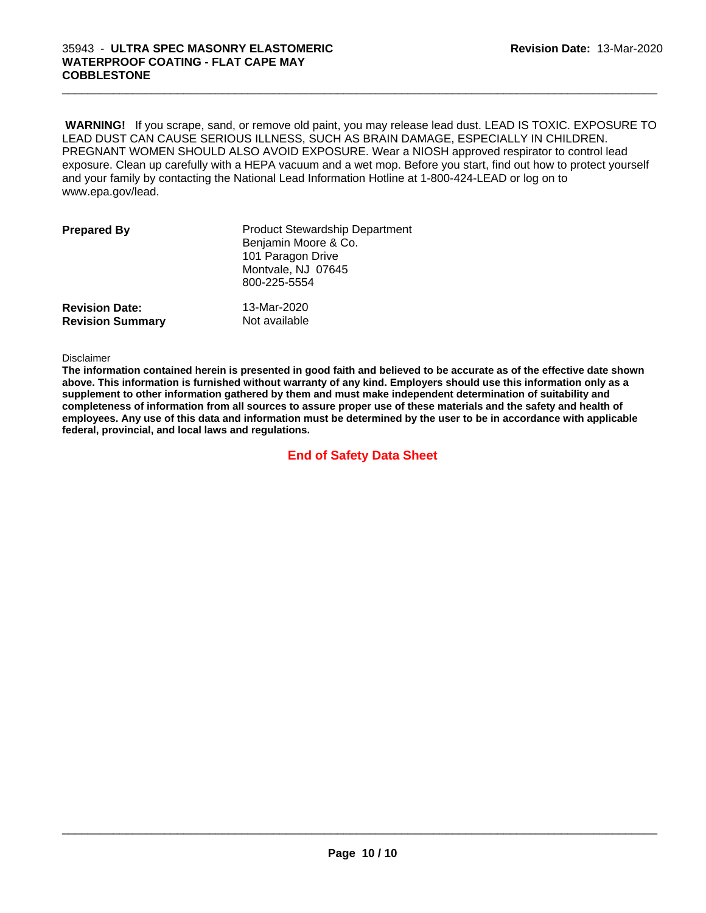**WARNING!** If you scrape, sand, or remove old paint, you may release lead dust. LEAD IS TOXIC. EXPOSURE TO LEAD DUST CAN CAUSE SERIOUS ILLNESS, SUCH AS BRAIN DAMAGE, ESPECIALLY IN CHILDREN. PREGNANT WOMEN SHOULD ALSO AVOID EXPOSURE. Wear a NIOSH approved respirator to control lead exposure. Clean up carefully with a HEPA vacuum and a wet mop. Before you start, find out how to protect yourself and your family by contacting the National Lead Information Hotline at 1-800-424-LEAD or log on to www.epa.gov/lead.

| | |
|---|---|
| **Prepared By** | Product Stewardship Department<br>Benjamin Moore & Co.<br>101 Paragon Drive<br>Montvale, NJ 07645<br>800-225-5554 |
| **Revision Date:** | 13-Mar-2020 |
| **Revision Summary** | Not available |

Disclaimer

**The information contained herein is presented in good faith and believed to be accurate as of the effective date shown above. This information is furnished without warranty of any kind. Employers should use this information only as a supplement to other information gathered by them and must make independent determination of suitability and completeness of information from all sources to assure proper use of these materials and the safety and health of employees. Any use of this data and information must be determined by the user to be in accordance with applicable federal, provincial, and local laws and regulations.**

**End of Safety Data Sheet**